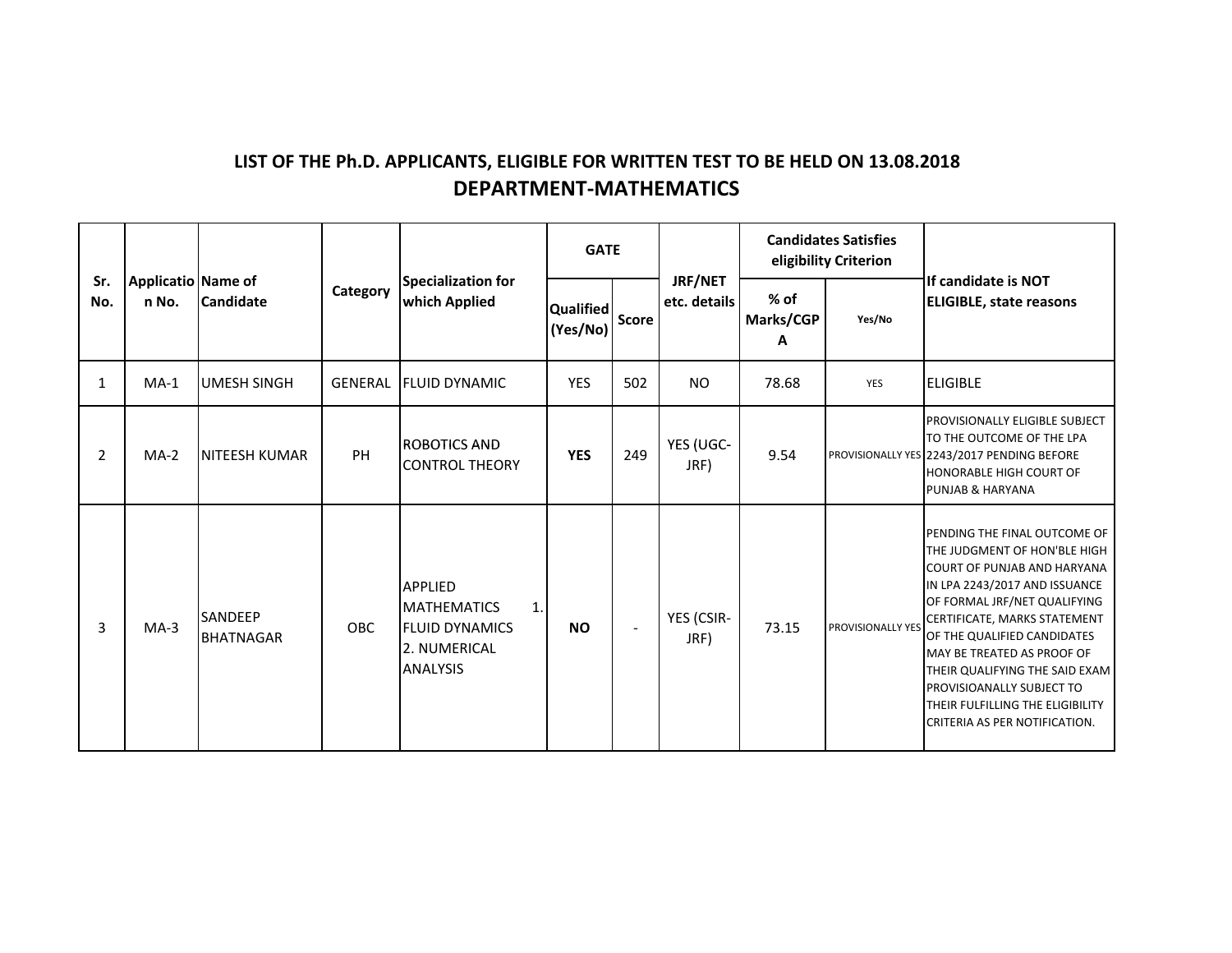# LIST OF THE Ph.D. APPLICANTS, ELIGIBLE FOR WRITTEN TEST TO BE HELD ON 13.08.2018

## DEPARTMENT-MATHEMATICS

| Sr. No. | Application No. | Name of Candidate | Category | Specialization for which Applied | GATE | | JRF/NET etc. details | Candidates Satisfies eligibility Criterion | | If candidate is NOT ELIGIBLE, state reasons |
|---|---|---|---|---|---|---|---|---|---|---|
| | | | | | Qualified (Yes/No) | Score | | % of Marks/CGPA | Yes/No | |
| 1 | MA-1 | UMESH SINGH | GENERAL | FLUID DYNAMIC | YES | 502 | NO | 78.68 | YES | ELIGIBLE |
| 2 | MA-2 | NITEESH KUMAR | PH | ROBOTICS AND CONTROL THEORY | **YES** | 249 | YES (UGC-JRF) | 9.54 | PROVISIONALLY YES | PROVISIONALLY ELIGIBLE SUBJECT TO THE OUTCOME OF THE LPA 2243/2017 PENDING BEFORE HONORABLE HIGH COURT OF PUNJAB & HARYANA |
| 3 | MA-3 | SANDEEP BHATNAGAR | OBC | APPLIED MATHEMATICS 1. FLUID DYNAMICS 2. NUMERICAL ANALYSIS | **NO** | - | YES (CSIR-JRF) | 73.15 | PROVISIONALLY YES | PENDING THE FINAL OUTCOME OF THE JUDGMENT OF HON'BLE HIGH COURT OF PUNJAB AND HARYANA IN LPA 2243/2017 AND ISSUANCE OF FORMAL JRF/NET QUALIFYING CERTIFICATE, MARKS STATEMENT OF THE QUALIFIED CANDIDATES MAY BE TREATED AS PROOF OF THEIR QUALIFYING THE SAID EXAM PROVISIOANALLY SUBJECT TO THEIR FULFILLING THE ELIGIBILITY CRITERIA AS PER NOTIFICATION. |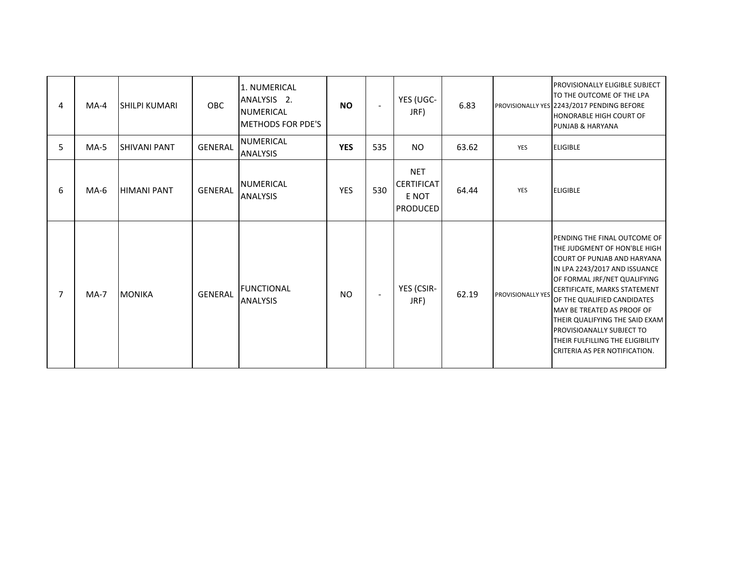| | | | | | | | | | | |
|---|---|---|---|---|---|---|---|---|---|---|
| 4 | MA-4 | SHILPI KUMARI | OBC | 1. NUMERICAL ANALYSIS 2. NUMERICAL METHODS FOR PDE'S | **NO** | - | YES (UGC-JRF) | 6.83 | PROVISIONALLY YES | PROVISIONALLY ELIGIBLE SUBJECT TO THE OUTCOME OF THE LPA 2243/2017 PENDING BEFORE HONORABLE HIGH COURT OF PUNJAB & HARYANA |
| 5 | MA-5 | SHIVANI PANT | GENERAL | NUMERICAL ANALYSIS | **YES** | 535 | NO | 63.62 | YES | ELIGIBLE |
| 6 | MA-6 | HIMANI PANT | GENERAL | NUMERICAL ANALYSIS | YES | 530 | NET CERTIFICATE NOT PRODUCED | 64.44 | YES | ELIGIBLE |
| 7 | MA-7 | MONIKA | GENERAL | FUNCTIONAL ANALYSIS | NO | - | YES (CSIR-JRF) | 62.19 | PROVISIONALLY YES | PENDING THE FINAL OUTCOME OF THE JUDGMENT OF HON'BLE HIGH COURT OF PUNJAB AND HARYANA IN LPA 2243/2017 AND ISSUANCE OF FORMAL JRF/NET QUALIFYING CERTIFICATE, MARKS STATEMENT OF THE QUALIFIED CANDIDATES MAY BE TREATED AS PROOF OF THEIR QUALIFYING THE SAID EXAM PROVISIOANALLY SUBJECT TO THEIR FULFILLING THE ELIGIBILITY CRITERIA AS PER NOTIFICATION. |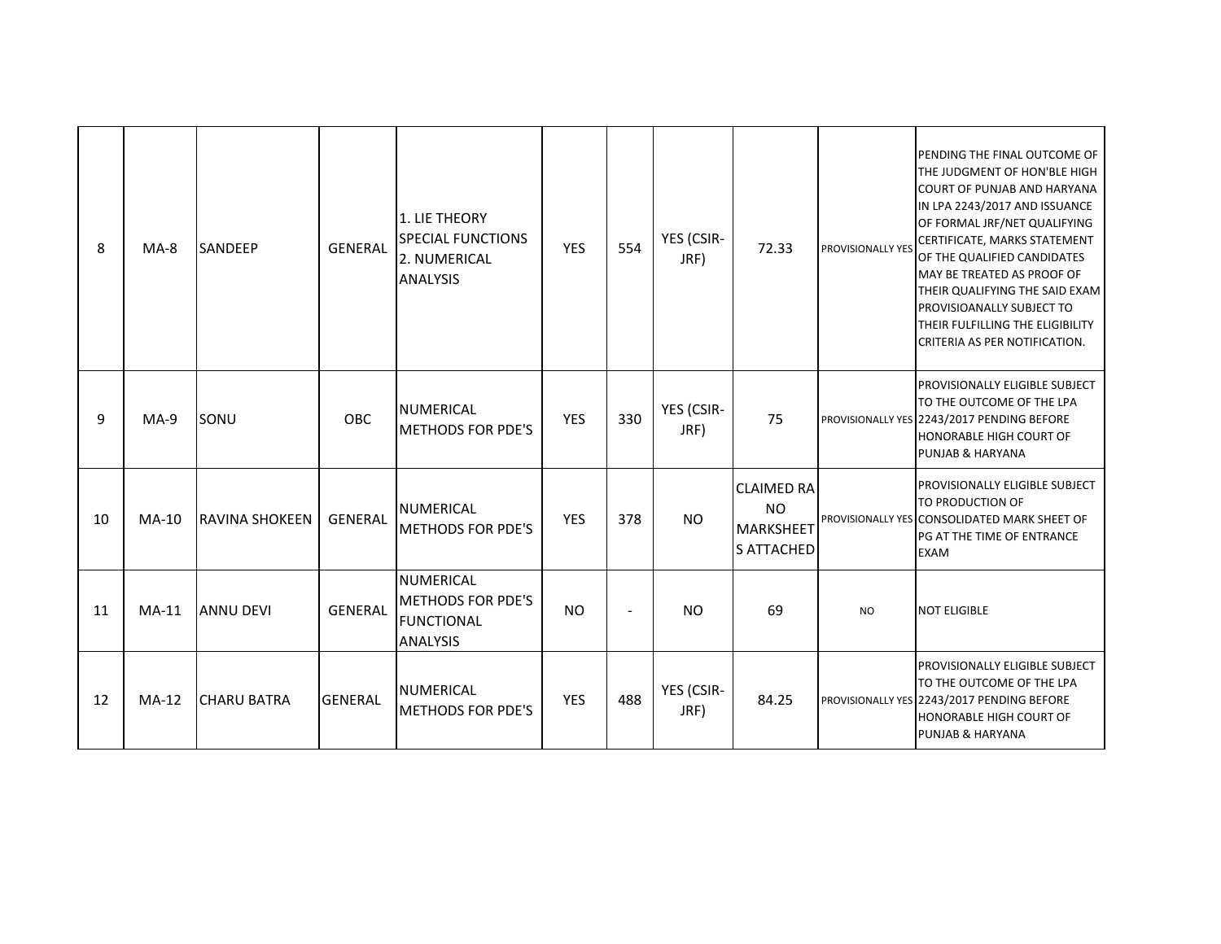| 8 | MA-8 | SANDEEP | GENERAL | 1. LIE THEORY SPECIAL FUNCTIONS 2. NUMERICAL ANALYSIS | YES | 554 | YES (CSIR-JRF) | 72.33 | PROVISIONALLY YES | PENDING THE FINAL OUTCOME OF THE JUDGMENT OF HON'BLE HIGH COURT OF PUNJAB AND HARYANA IN LPA 2243/2017 AND ISSUANCE OF FORMAL JRF/NET QUALIFYING CERTIFICATE, MARKS STATEMENT OF THE QUALIFIED CANDIDATES MAY BE TREATED AS PROOF OF THEIR QUALIFYING THE SAID EXAM PROVISIOANALLY SUBJECT TO THEIR FULFILLING THE ELIGIBILITY CRITERIA AS PER NOTIFICATION. |
|---|---|---|---|---|---|---|---|---|---|---|
| 9 | MA-9 | SONU | OBC | NUMERICAL METHODS FOR PDE'S | YES | 330 | YES (CSIR-JRF) | 75 | PROVISIONALLY YES | PROVISIONALLY ELIGIBLE SUBJECT TO THE OUTCOME OF THE LPA 2243/2017 PENDING BEFORE HONORABLE HIGH COURT OF PUNJAB & HARYANA |
| 10 | MA-10 | RAVINA SHOKEEN | GENERAL | NUMERICAL METHODS FOR PDE'S | YES | 378 | NO | CLAIMED RA NO MARKSHEETS ATTACHED | PROVISIONALLY YES | PROVISIONALLY ELIGIBLE SUBJECT TO PRODUCTION OF CONSOLIDATED MARK SHEET OF PG AT THE TIME OF ENTRANCE EXAM |
| 11 | MA-11 | ANNU DEVI | GENERAL | NUMERICAL METHODS FOR PDE'S FUNCTIONAL ANALYSIS | NO | - | NO | 69 | NO | NOT ELIGIBLE |
| 12 | MA-12 | CHARU BATRA | GENERAL | NUMERICAL METHODS FOR PDE'S | YES | 488 | YES (CSIR-JRF) | 84.25 | PROVISIONALLY YES | PROVISIONALLY ELIGIBLE SUBJECT TO THE OUTCOME OF THE LPA 2243/2017 PENDING BEFORE HONORABLE HIGH COURT OF PUNJAB & HARYANA |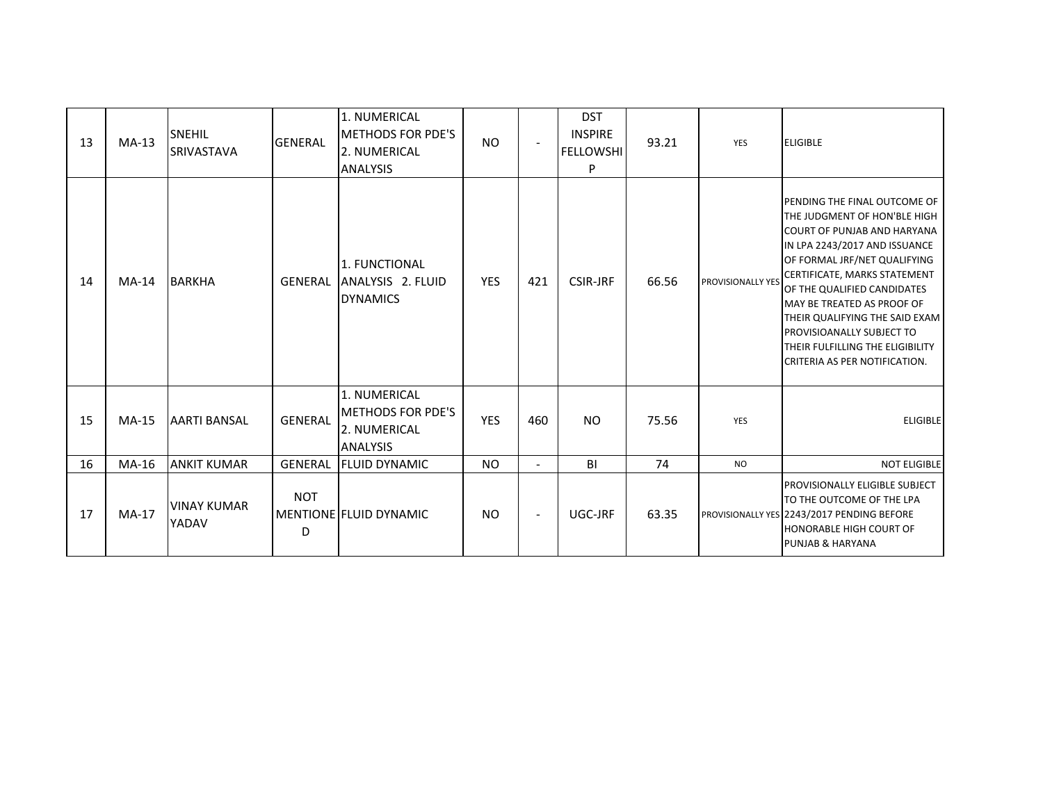| 13 | MA-13 | SNEHIL SRIVASTAVA | GENERAL | 1. NUMERICAL METHODS FOR PDE'S 2. NUMERICAL ANALYSIS | NO | - | DST INSPIRE FELLOWSHIP | 93.21 | YES | ELIGIBLE |
|---|---|---|---|---|---|---|---|---|---|---|
| 14 | MA-14 | BARKHA | GENERAL | 1. FUNCTIONAL ANALYSIS 2. FLUID DYNAMICS | YES | 421 | CSIR-JRF | 66.56 | PROVISIONALLY YES | PENDING THE FINAL OUTCOME OF THE JUDGMENT OF HON'BLE HIGH COURT OF PUNJAB AND HARYANA IN LPA 2243/2017 AND ISSUANCE OF FORMAL JRF/NET QUALIFYING CERTIFICATE, MARKS STATEMENT OF THE QUALIFIED CANDIDATES MAY BE TREATED AS PROOF OF THEIR QUALIFYING THE SAID EXAM PROVISIOANALLY SUBJECT TO THEIR FULFILLING THE ELIGIBILITY CRITERIA AS PER NOTIFICATION. |
| 15 | MA-15 | AARTI BANSAL | GENERAL | 1. NUMERICAL METHODS FOR PDE'S 2. NUMERICAL ANALYSIS | YES | 460 | NO | 75.56 | YES | ELIGIBLE |
| 16 | MA-16 | ANKIT KUMAR | GENERAL | FLUID DYNAMIC | NO | - | BI | 74 | NO | NOT ELIGIBLE |
| 17 | MA-17 | VINAY KUMAR YADAV | NOT MENTIONED | FLUID DYNAMIC | NO | - | UGC-JRF | 63.35 | PROVISIONALLY YES | PROVISIONALLY ELIGIBLE SUBJECT TO THE OUTCOME OF THE LPA 2243/2017 PENDING BEFORE HONORABLE HIGH COURT OF PUNJAB & HARYANA |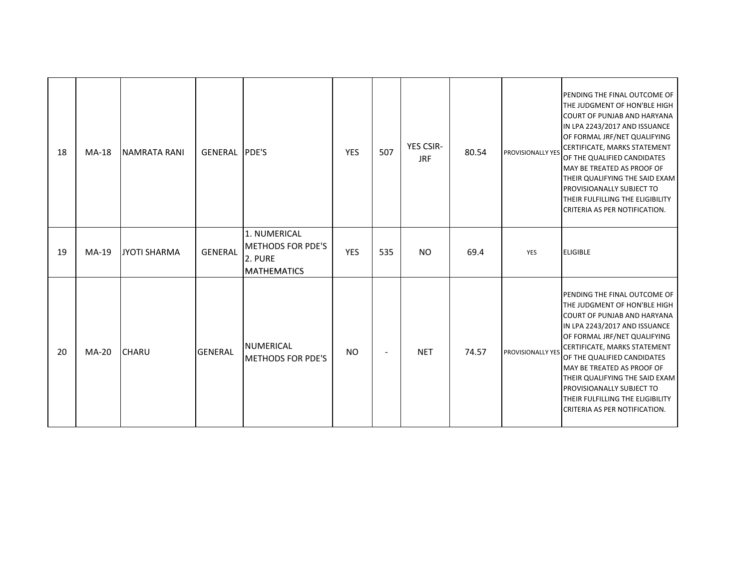| 18 | MA-18 | NAMRATA RANI | GENERAL | PDE'S | YES | 507 | YES CSIR-JRF | 80.54 | PROVISIONALLY YES | PENDING THE FINAL OUTCOME OF THE JUDGMENT OF HON'BLE HIGH COURT OF PUNJAB AND HARYANA IN LPA 2243/2017 AND ISSUANCE OF FORMAL JRF/NET QUALIFYING CERTIFICATE, MARKS STATEMENT OF THE QUALIFIED CANDIDATES MAY BE TREATED AS PROOF OF THEIR QUALIFYING THE SAID EXAM PROVISIOANALLY SUBJECT TO THEIR FULFILLING THE ELIGIBILITY CRITERIA AS PER NOTIFICATION. |
|---|---|---|---|---|---|---|---|---|---|---|
| 19 | MA-19 | JYOTI SHARMA | GENERAL | 1. NUMERICAL METHODS FOR PDE'S 2. PURE MATHEMATICS | YES | 535 | NO | 69.4 | YES | ELIGIBLE |
| 20 | MA-20 | CHARU | GENERAL | NUMERICAL METHODS FOR PDE'S | NO | - | NET | 74.57 | PROVISIONALLY YES | PENDING THE FINAL OUTCOME OF THE JUDGMENT OF HON'BLE HIGH COURT OF PUNJAB AND HARYANA IN LPA 2243/2017 AND ISSUANCE OF FORMAL JRF/NET QUALIFYING CERTIFICATE, MARKS STATEMENT OF THE QUALIFIED CANDIDATES MAY BE TREATED AS PROOF OF THEIR QUALIFYING THE SAID EXAM PROVISIOANALLY SUBJECT TO THEIR FULFILLING THE ELIGIBILITY CRITERIA AS PER NOTIFICATION. |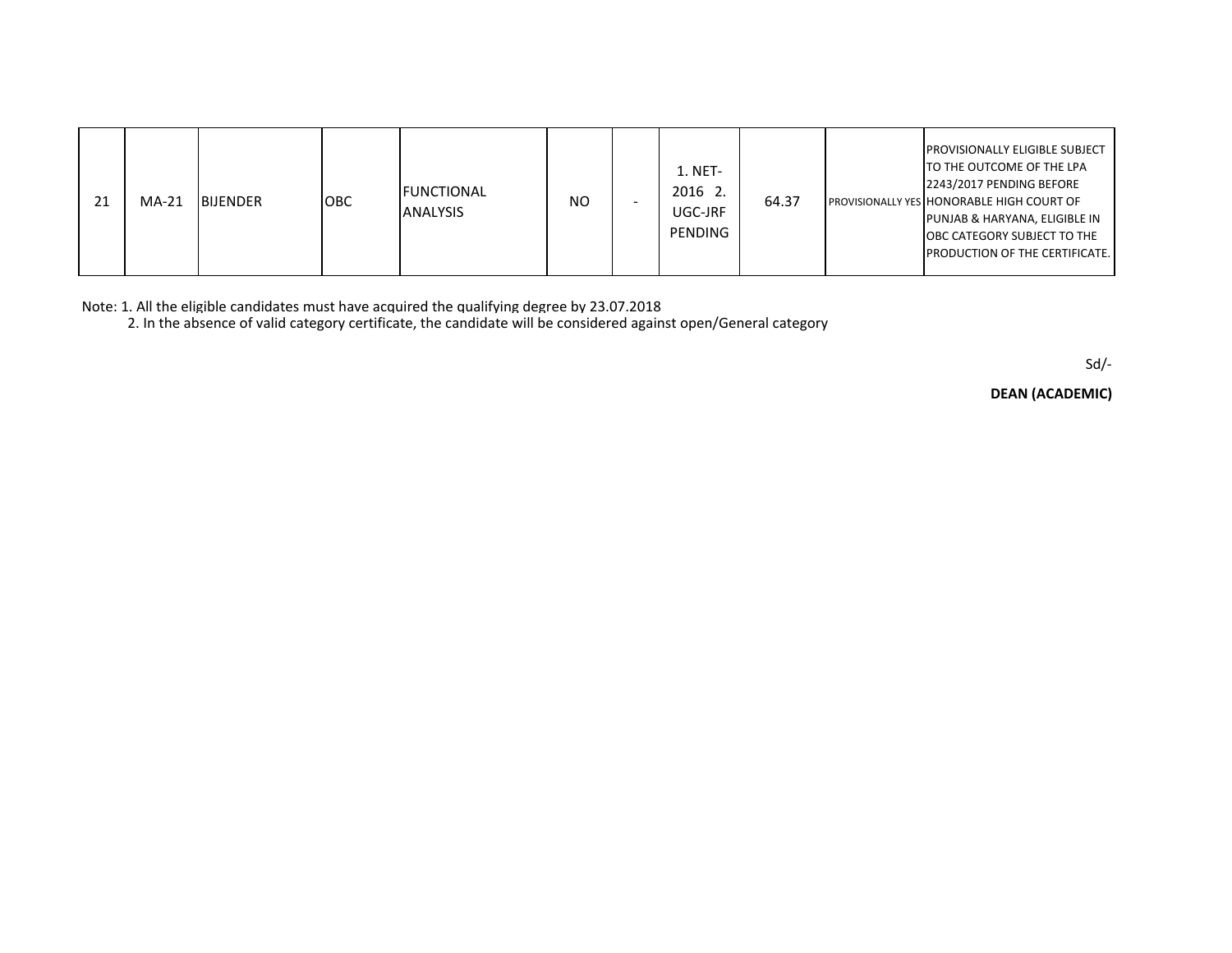| | | | | | | | | | | |
|---|---|---|---|---|---|---|---|---|---|---|
| 21 | MA-21 | BIJENDER | OBC | FUNCTIONAL ANALYSIS | NO | - | 1. NET-2016 2. UGC-JRF PENDING | 64.37 | PROVISIONALLY YES | PROVISIONALLY ELIGIBLE SUBJECT TO THE OUTCOME OF THE LPA 2243/2017 PENDING BEFORE HONORABLE HIGH COURT OF PUNJAB & HARYANA, ELIGIBLE IN OBC CATEGORY SUBJECT TO THE PRODUCTION OF THE CERTIFICATE. |

Note: 1. All the eligible candidates must have acquired the qualifying degree by 23.07.2018

2. In the absence of valid category certificate, the candidate will be considered against open/General category

Sd/-

**DEAN (ACADEMIC)**